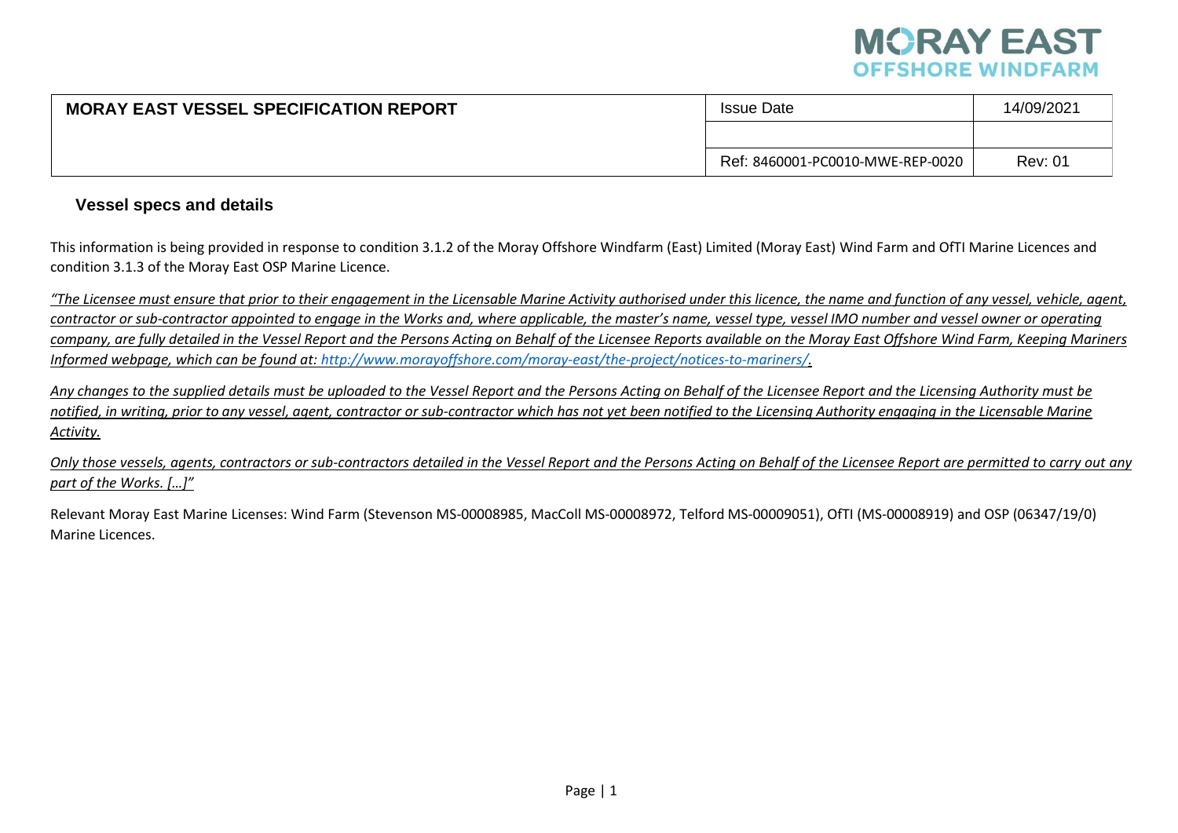| MORAY EAST VESSEL SPECIFICATION REPORT | Issue Date | 14/09/2021 |
| --- | --- | --- |
| | | |
| | Ref: 8460001-PC0010-MWE-REP-0020 | Rev: 01 |

## Vessel specs and details

This information is being provided in response to condition 3.1.2 of the Moray Offshore Windfarm (East) Limited (Moray East) Wind Farm and OfTI Marine Licences and condition 3.1.3 of the Moray East OSP Marine Licence.

*"The Licensee must ensure that prior to their engagement in the Licensable Marine Activity authorised under this licence, the name and function of any vessel, vehicle, agent, contractor or sub-contractor appointed to engage in the Works and, where applicable, the master's name, vessel type, vessel IMO number and vessel owner or operating company, are fully detailed in the Vessel Report and the Persons Acting on Behalf of the Licensee Reports available on the Moray East Offshore Wind Farm, Keeping Mariners Informed webpage, which can be found at: http://www.morayoffshore.com/moray-east/the-project/notices-to-mariners/.*

*Any changes to the supplied details must be uploaded to the Vessel Report and the Persons Acting on Behalf of the Licensee Report and the Licensing Authority must be notified, in writing, prior to any vessel, agent, contractor or sub-contractor which has not yet been notified to the Licensing Authority engaging in the Licensable Marine Activity.*

*Only those vessels, agents, contractors or sub-contractors detailed in the Vessel Report and the Persons Acting on Behalf of the Licensee Report are permitted to carry out any part of the Works. […]"*

Relevant Moray East Marine Licenses: Wind Farm (Stevenson MS-00008985, MacColl MS-00008972, Telford MS-00009051), OfTI (MS-00008919) and OSP (06347/19/0) Marine Licences.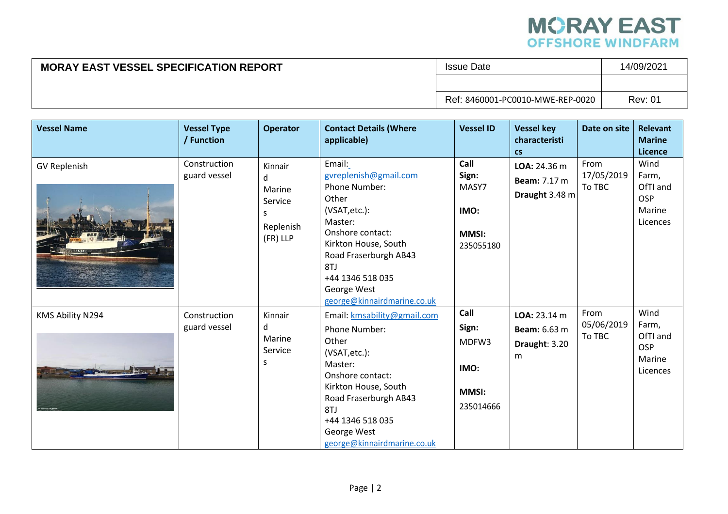| MORAY EAST VESSEL SPECIFICATION REPORT | Issue Date | 14/09/2021 |
|---|---|---|
| | | |
| | Ref: 8460001-PC0010-MWE-REP-0020 | Rev: 01 |

| Vessel Name | Vessel Type / Function | Operator | Contact Details (Where applicable) | Vessel ID | Vessel key characteristics | Date on site | Relevant Marine Licence |
|---|---|---|---|---|---|---|---|
| GV Replenish | Construction guard vessel | Kinnaird Marine Services Replenish (FR) LLP | Email: gvreplenish@gmail.com<br>Phone Number:<br>Other (VSAT,etc.):<br>Master:<br>Onshore contact:<br>Kirkton House, South Road Fraserburgh AB43 8TJ<br>+44 1346 518 035<br>George West<br>george@kinnairdmarine.co.uk | **Call Sign:** MASY7<br>**IMO:**<br>**MMSI:** 235055180 | **LOA:** 24.36 m<br>**Beam:** 7.17 m<br>**Draught** 3.48 m | From 17/05/2019 To TBC | Wind Farm, OfTI and OSP Marine Licences |
| KMS Ability N294 | Construction guard vessel | Kinnaird Marine Services | Email: kmsability@gmail.com<br>Phone Number:<br>Other (VSAT,etc.):<br>Master:<br>Onshore contact:<br>Kirkton House, South Road Fraserburgh AB43 8TJ<br>+44 1346 518 035<br>George West<br>george@kinnairdmarine.co.uk | **Call Sign:** MDFW3<br>**IMO:**<br>**MMSI:** 235014666 | **LOA:** 23.14 m<br>**Beam:** 6.63 m<br>**Draught**: 3.20 m | From 05/06/2019 To TBC | Wind Farm, OfTI and OSP Marine Licences |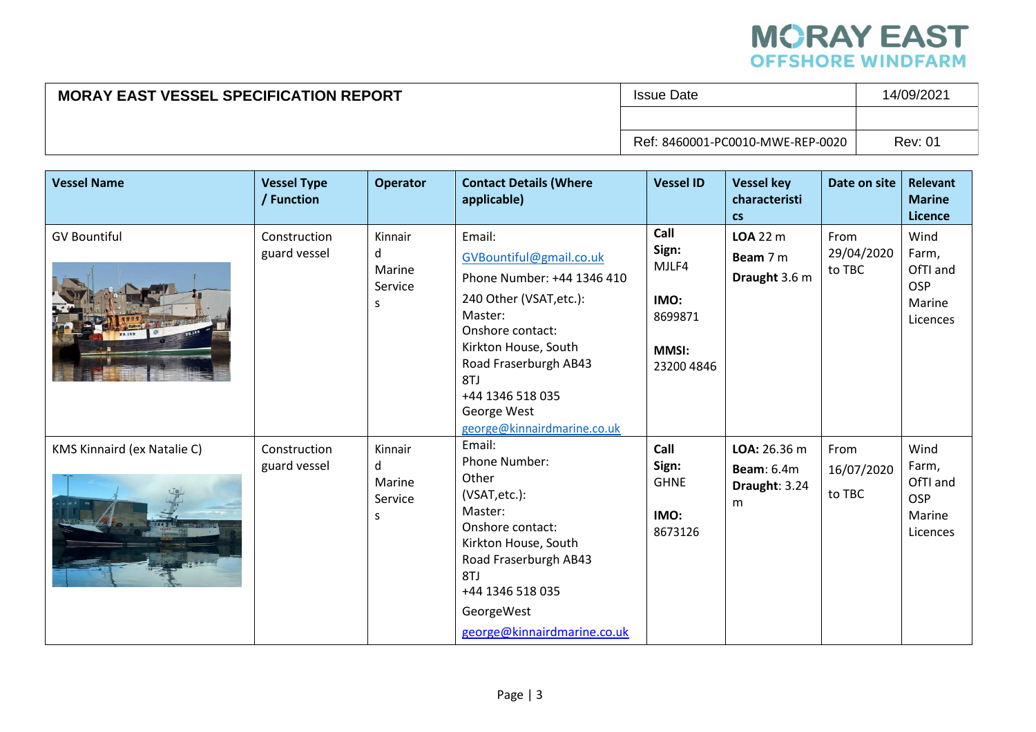| MORAY EAST VESSEL SPECIFICATION REPORT | Issue Date | 14/09/2021 |
|---|---|---|
| | | |
| | Ref: 8460001-PC0010-MWE-REP-0020 | Rev: 01 |

| Vessel Name | Vessel Type / Function | Operator | Contact Details (Where applicable) | Vessel ID | Vessel key characteristics | Date on site | Relevant Marine Licence |
|---|---|---|---|---|---|---|---|
| GV Bountiful | Construction guard vessel | Kinnaird Marine Services | Email: GVBountiful@gmail.co.uk Phone Number: +44 1346 410 240 Other (VSAT,etc.): Master: Onshore contact: Kirkton House, South Road Fraserburgh AB43 8TJ +44 1346 518 035 George West george@kinnairdmarine.co.uk | **Call Sign:** MJLF4 **IMO:** 8699871 **MMSI:** 23200 4846 | **LOA** 22 m **Beam** 7 m **Draught** 3.6 m | From 29/04/2020 to TBC | Wind Farm, OfTI and OSP Marine Licences |
| KMS Kinnaird (ex Natalie C) | Construction guard vessel | Kinnaird Marine Services | Email: Phone Number: Other (VSAT,etc.): Master: Onshore contact: Kirkton House, South Road Fraserburgh AB43 8TJ +44 1346 518 035 GeorgeWest george@kinnairdmarine.co.uk | **Call Sign:** GHNE **IMO:** 8673126 | **LOA:** 26.36 m **Beam**: 6.4m **Draught**: 3.24 m | From 16/07/2020 to TBC | Wind Farm, OfTI and OSP Marine Licences |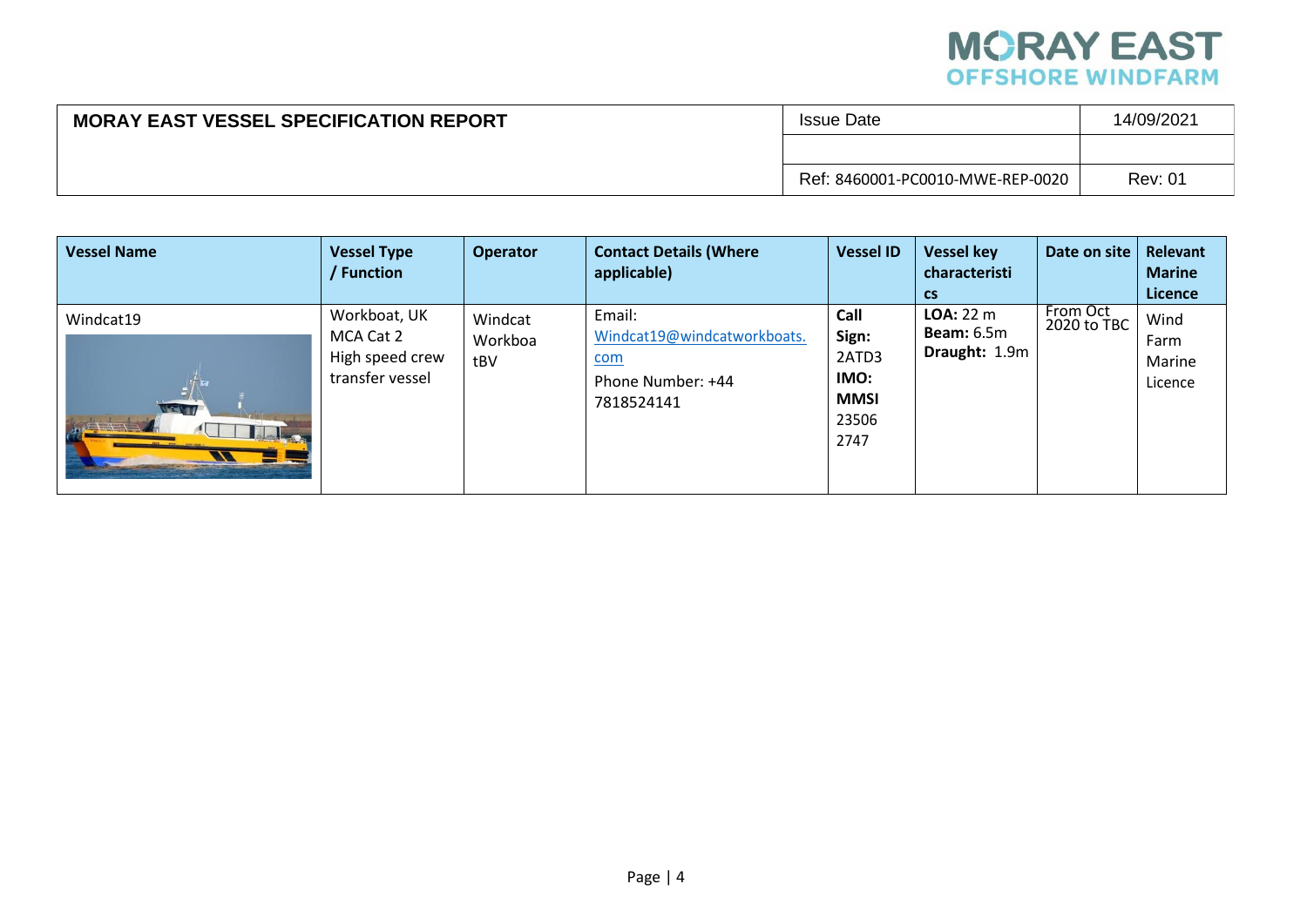| MORAY EAST VESSEL SPECIFICATION REPORT | Issue Date | 14/09/2021 |
|---|---|---|
| | | |
| | Ref: 8460001-PC0010-MWE-REP-0020 | Rev: 01 |

| Vessel Name | Vessel Type / Function | Operator | Contact Details (Where applicable) | Vessel ID | Vessel key characteristics | Date on site | Relevant Marine Licence |
|---|---|---|---|---|---|---|---|
| Windcat19 | Workboat, UK MCA Cat 2 High speed crew transfer vessel | Windcat Workboats BV | Email: Windcat19@windcatworkboats.com Phone Number: +44 7818524141 | **Call Sign:** 2ATD3 **IMO:** **MMSI** 235062747 | **LOA:** 22 m **Beam:** 6.5m **Draught:** 1.9m | From Oct 2020 to TBC | Wind Farm Marine Licence |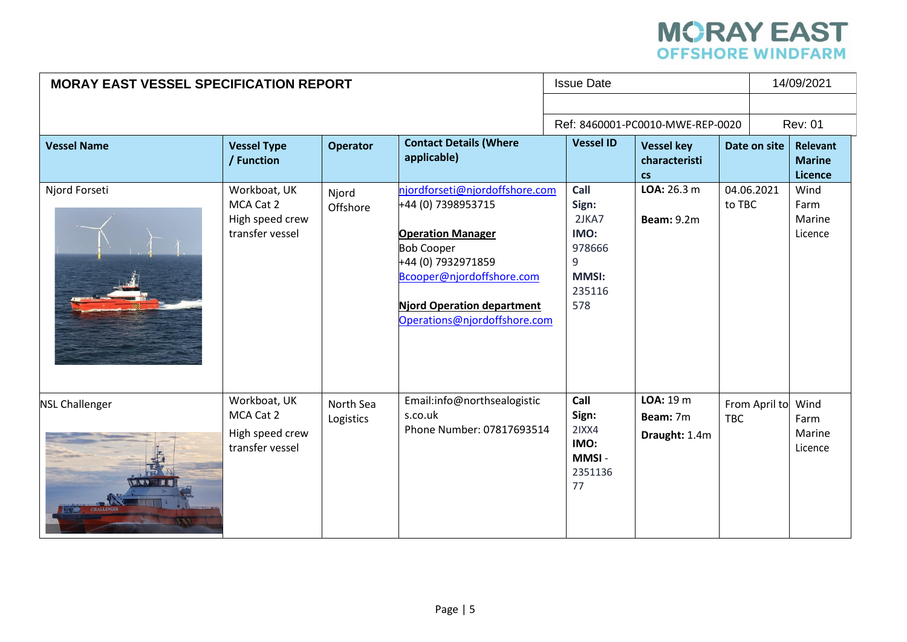| MORAY EAST VESSEL SPECIFICATION REPORT | Issue Date | 14/09/2021 |
|---|---|---|
| | | |
| | Ref: 8460001-PC0010-MWE-REP-0020 | Rev: 01 |

| Vessel Name | Vessel Type / Function | Operator | Contact Details (Where applicable) | Vessel ID | Vessel key characteristics | Date on site | Relevant Marine Licence |
|---|---|---|---|---|---|---|---|
| Njord Forseti | Workboat, UK MCA Cat 2<br>High speed crew transfer vessel | Njord Offshore | njordforseti@njordoffshore.com<br>+44 (0) 7398953715<br><br>**Operation Manager**<br>Bob Cooper<br>+44 (0) 7932971859<br>Bcooper@njordoffshore.com<br><br>**Njord Operation department**<br>Operations@njordoffshore.com | **Call Sign:** 2JKA7<br>**IMO:** 9786669<br>**MMSI:** 235116578 | **LOA:** 26.3 m<br><br>**Beam:** 9.2m | 04.06.2021 to TBC | Wind Farm Marine Licence |
| NSL Challenger | Workboat, UK MCA Cat 2<br>High speed crew transfer vessel | North Sea Logistics | Email:info@northsealogistics.co.uk<br>Phone Number: 07817693514 | **Call Sign:** 2IXX4<br>**IMO:**<br>**MMSI** - 235113677 | **LOA:** 19 m<br>**Beam:** 7m<br>**Draught:** 1.4m | From April to TBC | Wind Farm Marine Licence |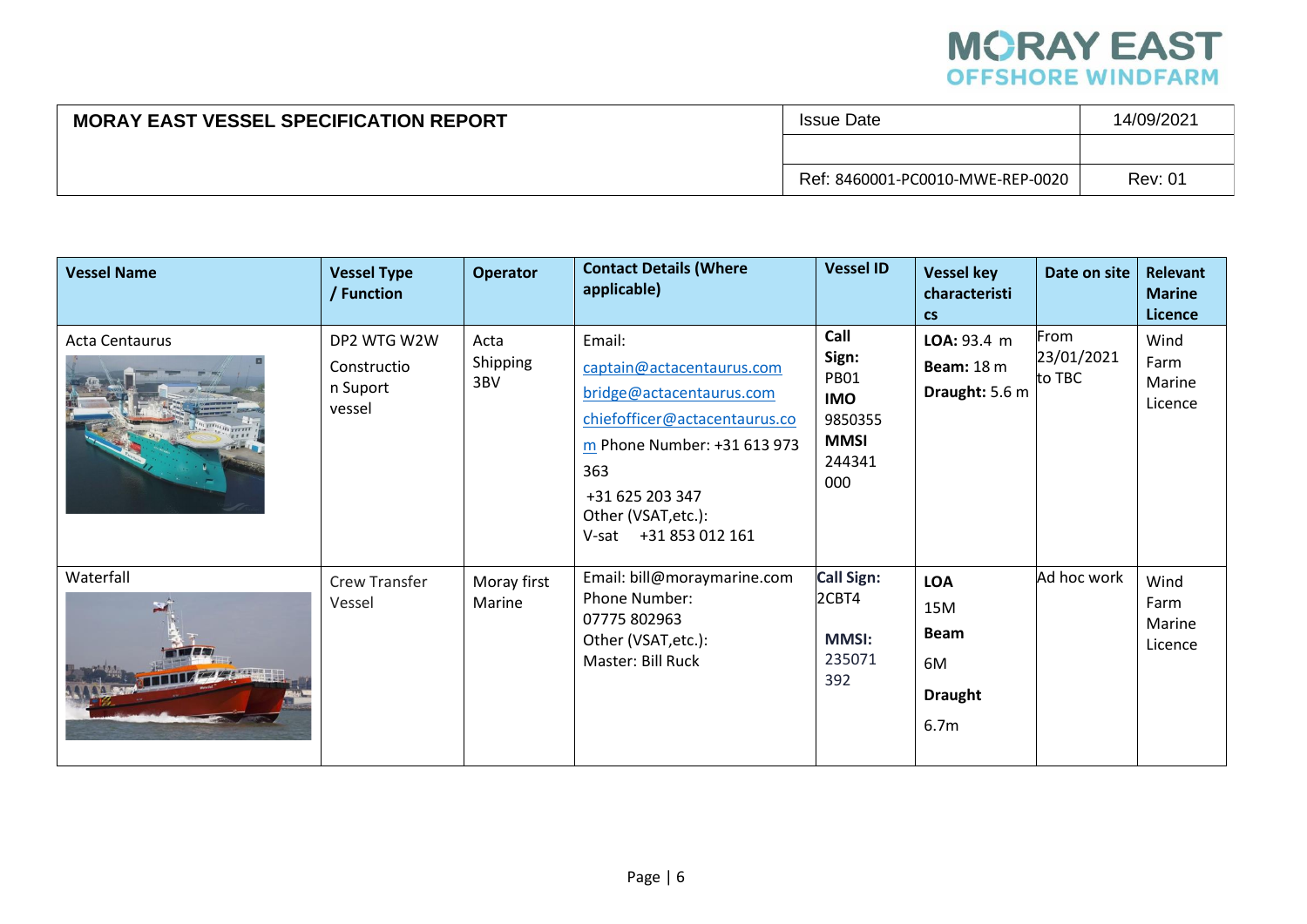| MORAY EAST VESSEL SPECIFICATION REPORT | Issue Date | 14/09/2021 |
|---|---|---|
| | | |
| | Ref: 8460001-PC0010-MWE-REP-0020 | Rev: 01 |

| Vessel Name | Vessel Type / Function | Operator | Contact Details (Where applicable) | Vessel ID | Vessel key characteristics | Date on site | Relevant Marine Licence |
|---|---|---|---|---|---|---|---|
| Acta Centaurus | DP2 WTG W2W Construction Suport vessel | Acta Shipping 3BV | Email: captain@actacentaurus.com bridge@actacentaurus.com chiefofficer@actacentaurus.com Phone Number: +31 613 973 363 +31 625 203 347 Other (VSAT,etc.): V-sat +31 853 012 161 | **Call Sign:** PB01 **IMO** 9850355 **MMSI** 244341 000 | **LOA:** 93.4 m **Beam:** 18 m **Draught:** 5.6 m | From 23/01/2021 to TBC | Wind Farm Marine Licence |
| Waterfall | Crew Transfer Vessel | Moray first Marine | Email: bill@moraymarine.com Phone Number: 07775 802963 Other (VSAT,etc.): Master: Bill Ruck | **Call Sign:** 2CBT4 **MMSI:** 235071 392 | **LOA** 15M **Beam** 6M **Draught** 6.7m | Ad hoc work | Wind Farm Marine Licence |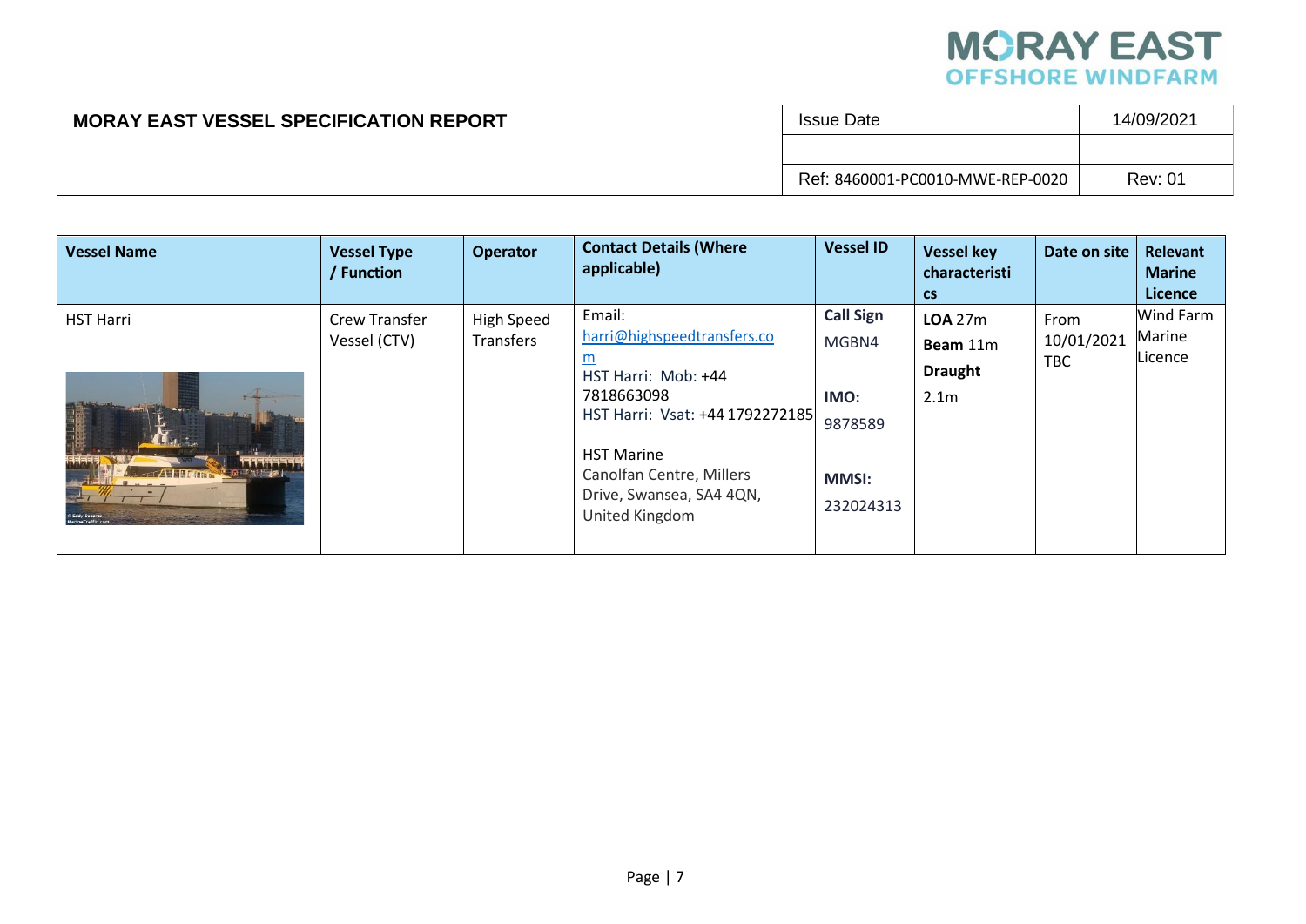| MORAY EAST VESSEL SPECIFICATION REPORT | Issue Date | 14/09/2021 |
|---|---|---|
| | | |
| | Ref: 8460001-PC0010-MWE-REP-0020 | Rev: 01 |

| Vessel Name | Vessel Type / Function | Operator | Contact Details (Where applicable) | Vessel ID | Vessel key characteristics | Date on site | Relevant Marine Licence |
|---|---|---|---|---|---|---|---|
| HST Harri | Crew Transfer Vessel (CTV) | High Speed Transfers | Email: harri@highspeedtransfers.com<br>HST Harri: Mob: +44 7818663098<br>HST Harri: Vsat: +44 1792272185<br><br>HST Marine<br>Canolfan Centre, Millers Drive, Swansea, SA4 4QN, United Kingdom | **Call Sign** MGBN4<br><br>**IMO:** 9878589<br><br>**MMSI:** 232024313 | **LOA** 27m<br>**Beam** 11m<br>**Draught** 2.1m | From 10/01/2021 TBC | Wind Farm Marine Licence |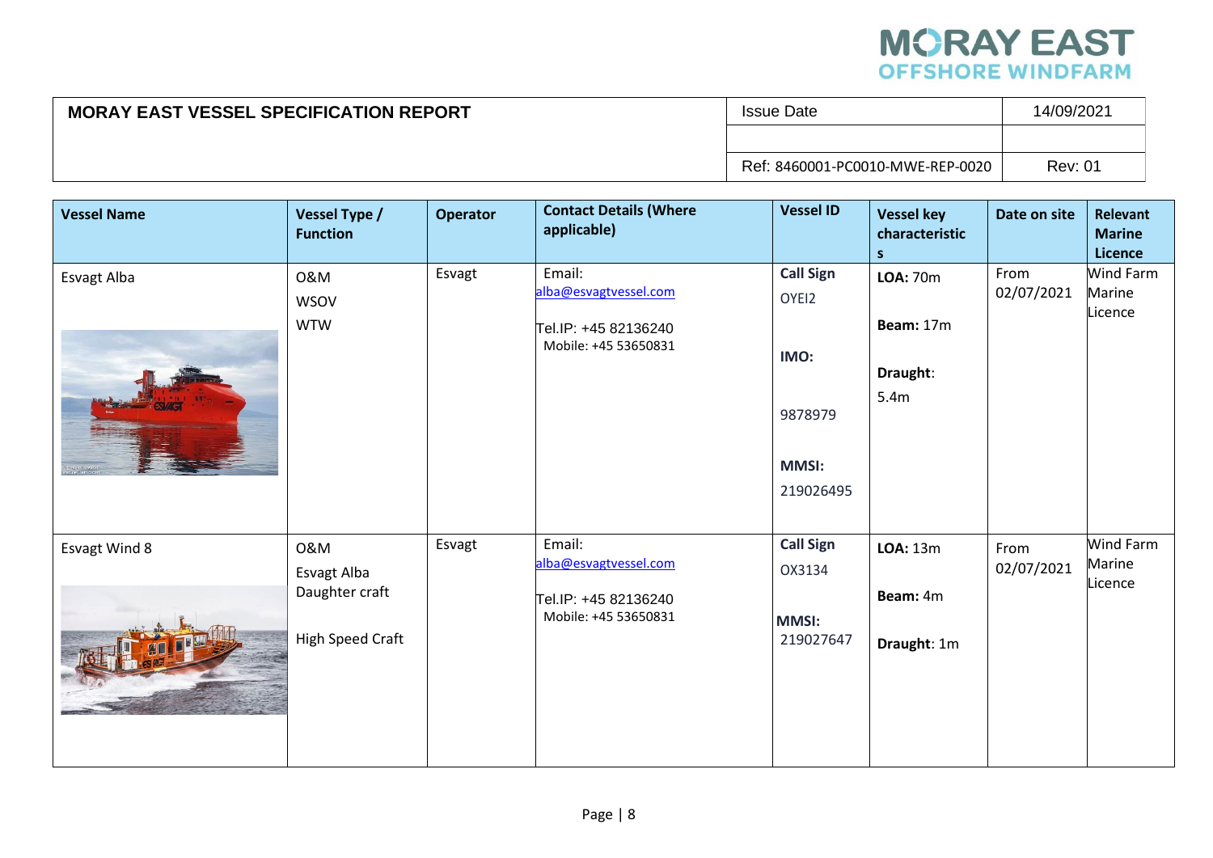| MORAY EAST VESSEL SPECIFICATION REPORT | Issue Date | 14/09/2021 |
|---|---|---|
| | | |
| | Ref: 8460001-PC0010-MWE-REP-0020 | Rev: 01 |

| Vessel Name | Vessel Type / Function | Operator | Contact Details (Where applicable) | Vessel ID | Vessel key characteristics | Date on site | Relevant Marine Licence |
|---|---|---|---|---|---|---|---|
| Esvagt Alba | O&M<br>WSOV<br>WTW | Esvagt | Email:<br>alba@esvagtvessel.com<br>Tel.IP: +45 82136240<br>Mobile: +45 53650831 | **Call Sign**<br>OYEI2<br>**IMO:**<br>9878979<br>**MMSI:**<br>219026495 | **LOA:** 70m<br>**Beam:** 17m<br>**Draught**:<br>5.4m | From<br>02/07/2021 | Wind Farm Marine Licence |
| Esvagt Wind 8 | O&M<br>Esvagt Alba Daughter craft<br>High Speed Craft | Esvagt | Email:<br>alba@esvagtvessel.com<br>Tel.IP: +45 82136240<br>Mobile: +45 53650831 | **Call Sign**<br>OX3134<br>**MMSI:**<br>219027647 | **LOA:** 13m<br>**Beam:** 4m<br>**Draught**: 1m | From<br>02/07/2021 | Wind Farm Marine Licence |